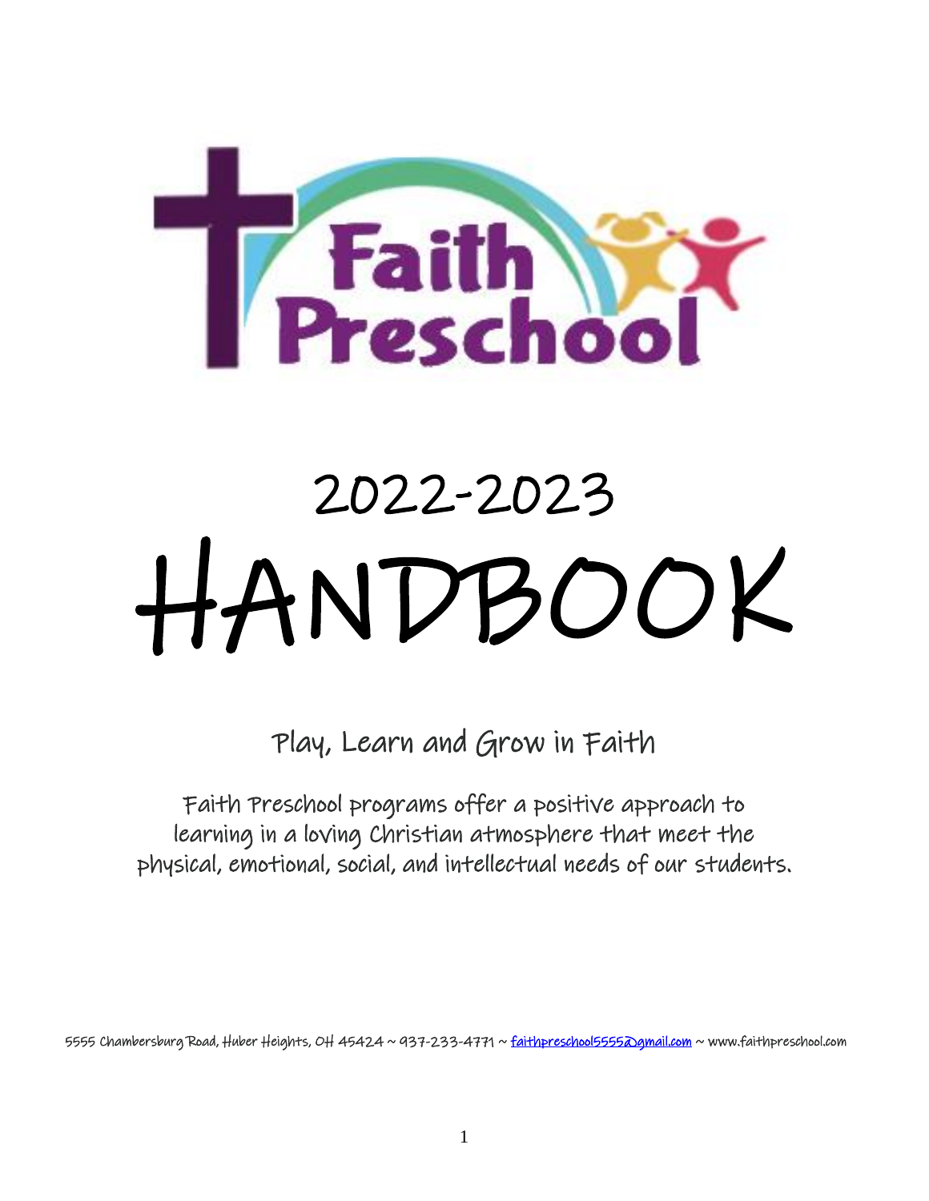# Faith Preschool

# 2022-2023 HANDBOOK

## Play, Learn and Grow in Faith

Faith Preschool programs offer a positive approach to learning in a loving Christian atmosphere that meet the physical, emotional, social, and intellectual needs of our students.

5555 Chambersburg Road, Huber Heights, OH 45424 ~ 937-233-4771 ~ faithpreschool5555@gmail.com ~ www.faithpreschool.com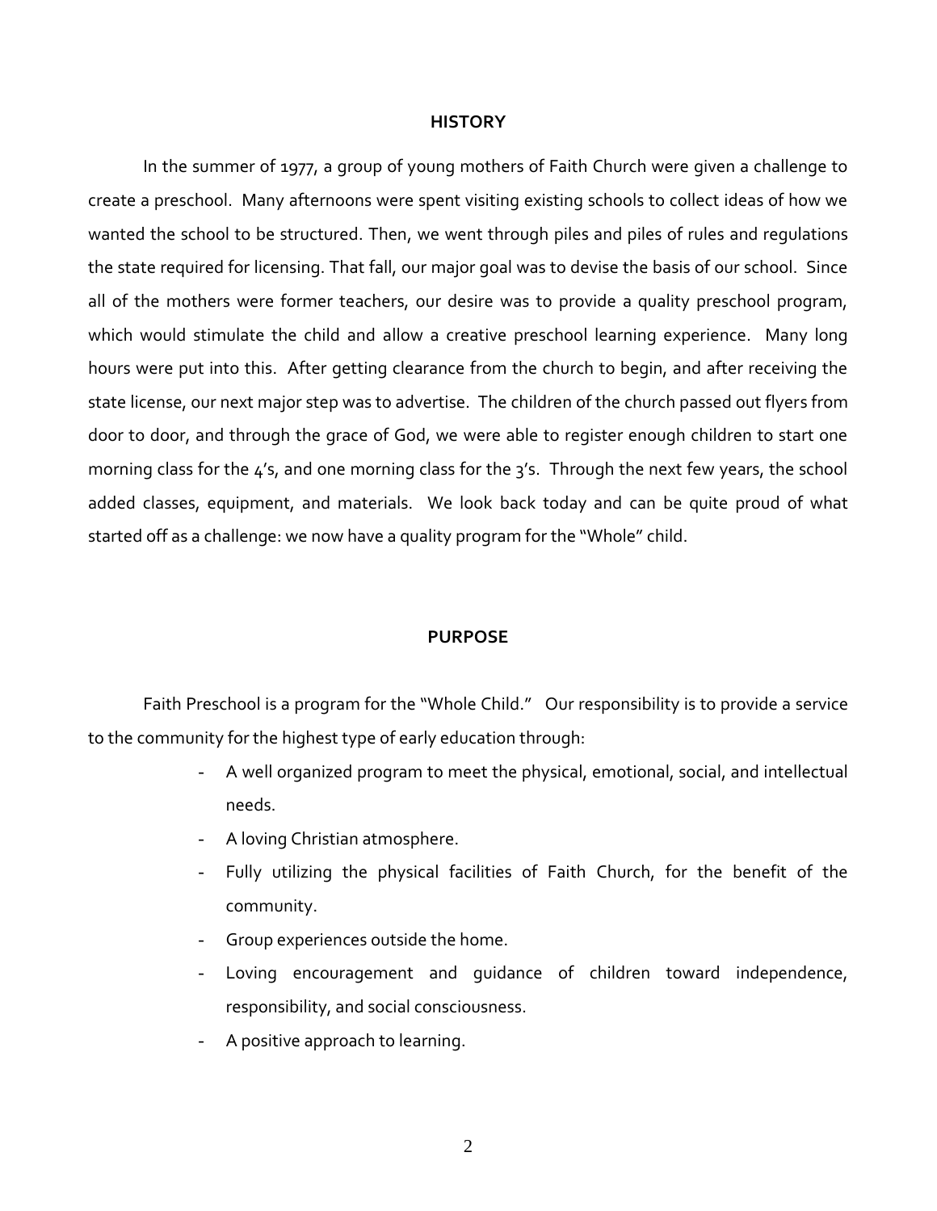## HISTORY

In the summer of 1977, a group of young mothers of Faith Church were given a challenge to create a preschool. Many afternoons were spent visiting existing schools to collect ideas of how we wanted the school to be structured. Then, we went through piles and piles of rules and regulations the state required for licensing. That fall, our major goal was to devise the basis of our school. Since all of the mothers were former teachers, our desire was to provide a quality preschool program, which would stimulate the child and allow a creative preschool learning experience. Many long hours were put into this. After getting clearance from the church to begin, and after receiving the state license, our next major step was to advertise. The children of the church passed out flyers from door to door, and through the grace of God, we were able to register enough children to start one morning class for the 4's, and one morning class for the 3's. Through the next few years, the school added classes, equipment, and materials. We look back today and can be quite proud of what started off as a challenge: we now have a quality program for the "Whole" child.

## PURPOSE

Faith Preschool is a program for the "Whole Child." Our responsibility is to provide a service to the community for the highest type of early education through:

- A well organized program to meet the physical, emotional, social, and intellectual needs.
- A loving Christian atmosphere.
- Fully utilizing the physical facilities of Faith Church, for the benefit of the community.
- Group experiences outside the home.
- Loving encouragement and guidance of children toward independence, responsibility, and social consciousness.
- A positive approach to learning.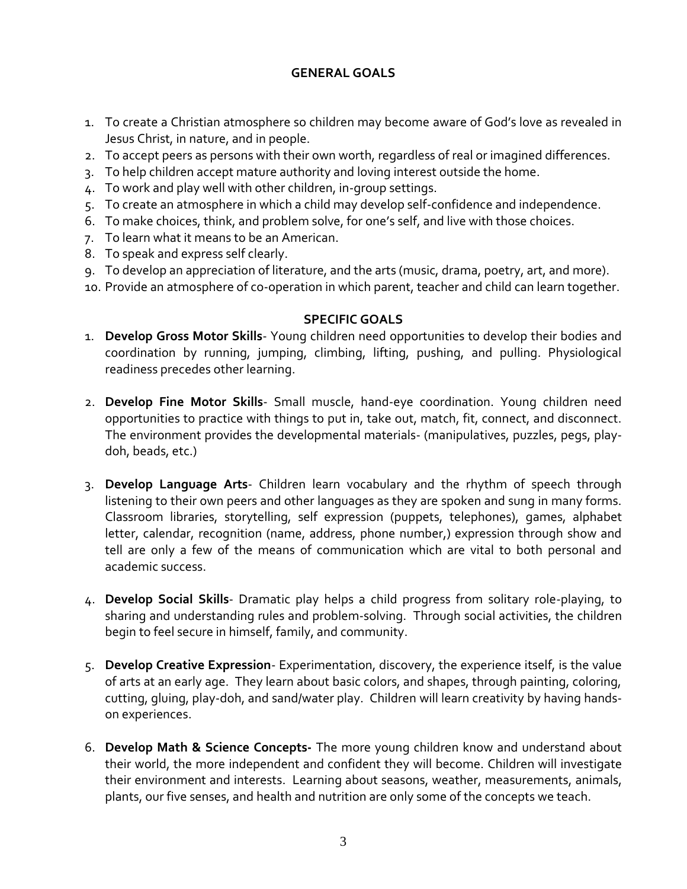## GENERAL GOALS

1. To create a Christian atmosphere so children may become aware of God's love as revealed in Jesus Christ, in nature, and in people.
2. To accept peers as persons with their own worth, regardless of real or imagined differences.
3. To help children accept mature authority and loving interest outside the home.
4. To work and play well with other children, in-group settings.
5. To create an atmosphere in which a child may develop self-confidence and independence.
6. To make choices, think, and problem solve, for one's self, and live with those choices.
7. To learn what it means to be an American.
8. To speak and express self clearly.
9. To develop an appreciation of literature, and the arts (music, drama, poetry, art, and more).
10. Provide an atmosphere of co-operation in which parent, teacher and child can learn together.

## SPECIFIC GOALS

1. **Develop Gross Motor Skills**- Young children need opportunities to develop their bodies and coordination by running, jumping, climbing, lifting, pushing, and pulling. Physiological readiness precedes other learning.

2. **Develop Fine Motor Skills**- Small muscle, hand-eye coordination. Young children need opportunities to practice with things to put in, take out, match, fit, connect, and disconnect. The environment provides the developmental materials- (manipulatives, puzzles, pegs, play-doh, beads, etc.)

3. **Develop Language Arts**- Children learn vocabulary and the rhythm of speech through listening to their own peers and other languages as they are spoken and sung in many forms. Classroom libraries, storytelling, self expression (puppets, telephones), games, alphabet letter, calendar, recognition (name, address, phone number,) expression through show and tell are only a few of the means of communication which are vital to both personal and academic success.

4. **Develop Social Skills**- Dramatic play helps a child progress from solitary role-playing, to sharing and understanding rules and problem-solving. Through social activities, the children begin to feel secure in himself, family, and community.

5. **Develop Creative Expression**- Experimentation, discovery, the experience itself, is the value of arts at an early age. They learn about basic colors, and shapes, through painting, coloring, cutting, gluing, play-doh, and sand/water play. Children will learn creativity by having hands-on experiences.

6. **Develop Math & Science Concepts-** The more young children know and understand about their world, the more independent and confident they will become. Children will investigate their environment and interests. Learning about seasons, weather, measurements, animals, plants, our five senses, and health and nutrition are only some of the concepts we teach.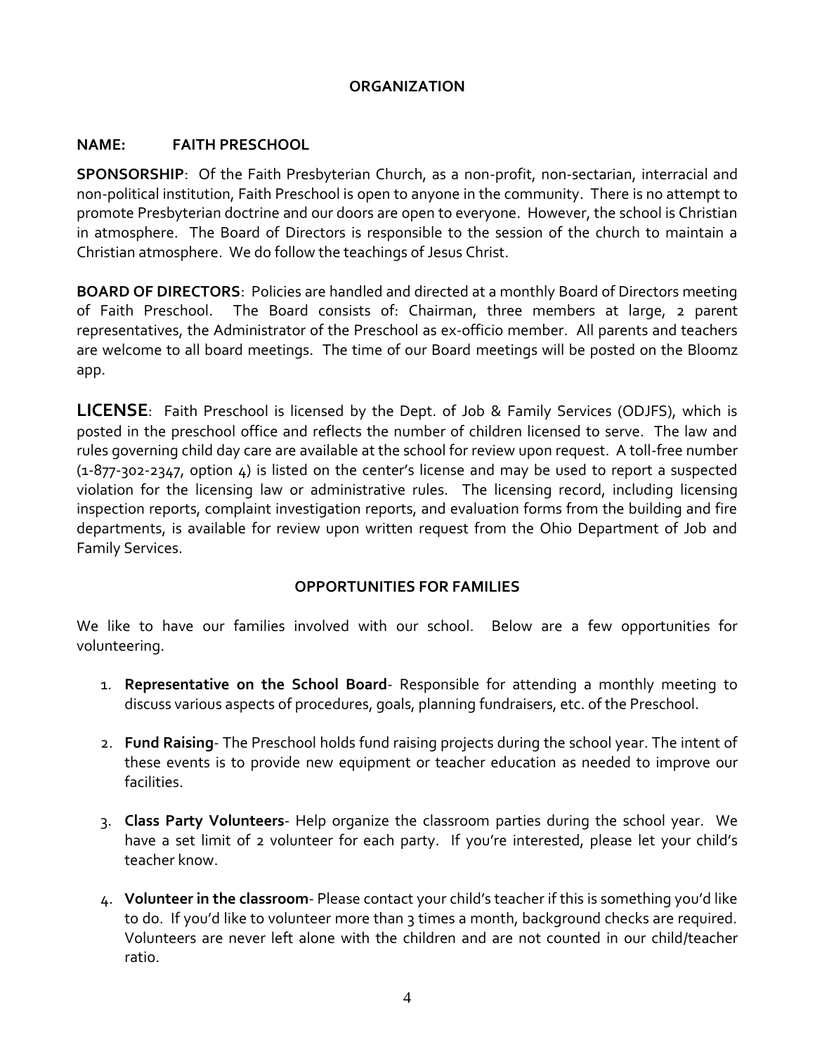## ORGANIZATION

**NAME: FAITH PRESCHOOL**

**SPONSORSHIP**: Of the Faith Presbyterian Church, as a non-profit, non-sectarian, interracial and non-political institution, Faith Preschool is open to anyone in the community. There is no attempt to promote Presbyterian doctrine and our doors are open to everyone. However, the school is Christian in atmosphere. The Board of Directors is responsible to the session of the church to maintain a Christian atmosphere. We do follow the teachings of Jesus Christ.

**BOARD OF DIRECTORS**: Policies are handled and directed at a monthly Board of Directors meeting of Faith Preschool. The Board consists of: Chairman, three members at large, 2 parent representatives, the Administrator of the Preschool as ex-officio member. All parents and teachers are welcome to all board meetings. The time of our Board meetings will be posted on the Bloomz app.

**LICENSE**: Faith Preschool is licensed by the Dept. of Job & Family Services (ODJFS), which is posted in the preschool office and reflects the number of children licensed to serve. The law and rules governing child day care are available at the school for review upon request. A toll-free number (1-877-302-2347, option 4) is listed on the center's license and may be used to report a suspected violation for the licensing law or administrative rules. The licensing record, including licensing inspection reports, complaint investigation reports, and evaluation forms from the building and fire departments, is available for review upon written request from the Ohio Department of Job and Family Services.

## OPPORTUNITIES FOR FAMILIES

We like to have our families involved with our school. Below are a few opportunities for volunteering.

1. **Representative on the School Board**- Responsible for attending a monthly meeting to discuss various aspects of procedures, goals, planning fundraisers, etc. of the Preschool.

2. **Fund Raising**- The Preschool holds fund raising projects during the school year. The intent of these events is to provide new equipment or teacher education as needed to improve our facilities.

3. **Class Party Volunteers**- Help organize the classroom parties during the school year. We have a set limit of 2 volunteer for each party. If you're interested, please let your child's teacher know.

4. **Volunteer in the classroom**- Please contact your child's teacher if this is something you'd like to do. If you'd like to volunteer more than 3 times a month, background checks are required. Volunteers are never left alone with the children and are not counted in our child/teacher ratio.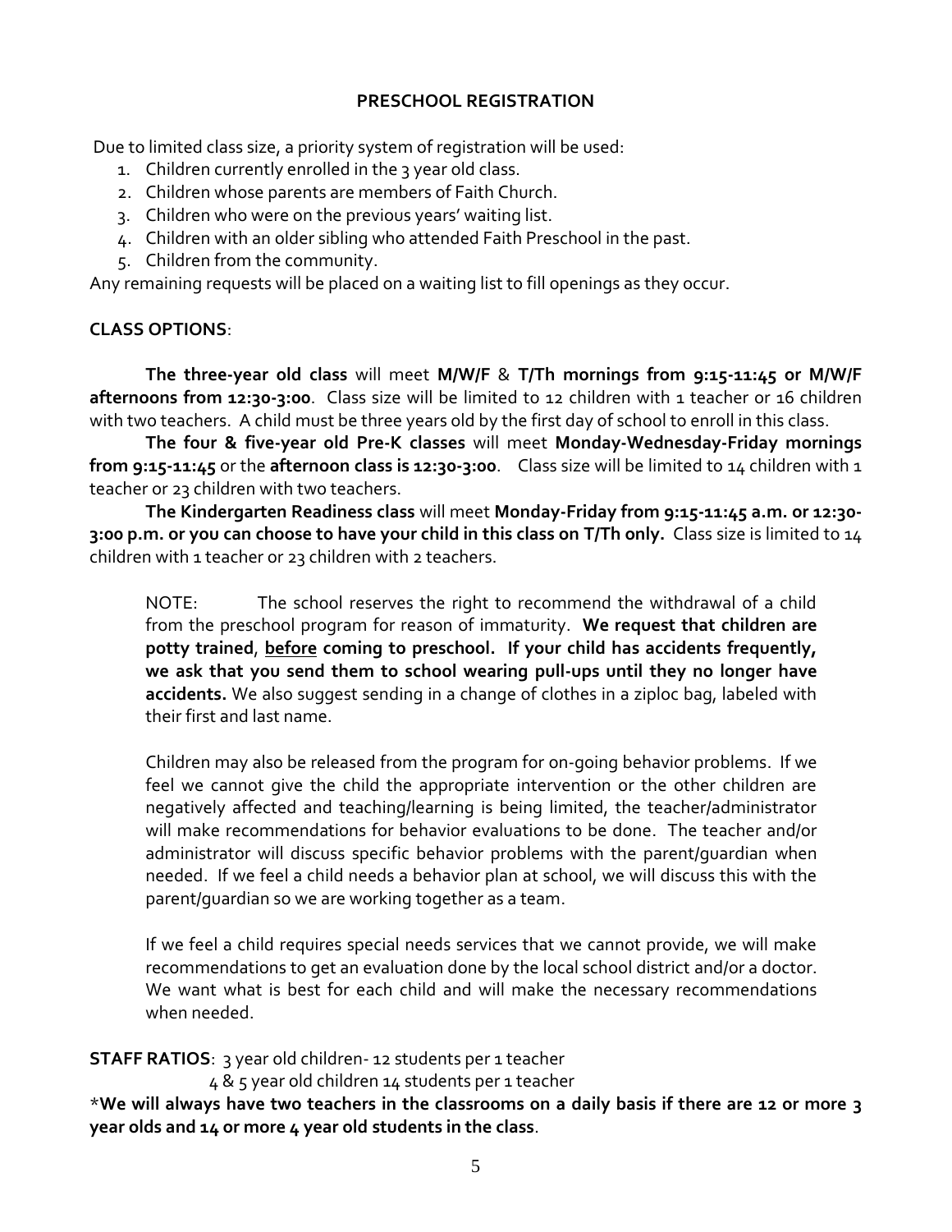## PRESCHOOL REGISTRATION

Due to limited class size, a priority system of registration will be used:

1. Children currently enrolled in the 3 year old class.
2. Children whose parents are members of Faith Church.
3. Children who were on the previous years' waiting list.
4. Children with an older sibling who attended Faith Preschool in the past.
5. Children from the community.

Any remaining requests will be placed on a waiting list to fill openings as they occur.

**CLASS OPTIONS**:

**The three-year old class** will meet **M/W/F** & **T/Th mornings from 9:15-11:45 or M/W/F afternoons from 12:30-3:00**. Class size will be limited to 12 children with 1 teacher or 16 children with two teachers. A child must be three years old by the first day of school to enroll in this class.

**The four & five-year old Pre-K classes** will meet **Monday-Wednesday-Friday mornings from 9:15-11:45** or the **afternoon class is 12:30-3:00**. Class size will be limited to 14 children with 1 teacher or 23 children with two teachers.

**The Kindergarten Readiness class** will meet **Monday-Friday from 9:15-11:45 a.m. or 12:30-3:00 p.m. or you can choose to have your child in this class on T/Th only.** Class size is limited to 14 children with 1 teacher or 23 children with 2 teachers.

> NOTE: The school reserves the right to recommend the withdrawal of a child from the preschool program for reason of immaturity. **We request that children are potty trained, <u>before</u> coming to preschool. If your child has accidents frequently, we ask that you send them to school wearing pull-ups until they no longer have accidents.** We also suggest sending in a change of clothes in a ziploc bag, labeled with their first and last name.
>
> Children may also be released from the program for on-going behavior problems. If we feel we cannot give the child the appropriate intervention or the other children are negatively affected and teaching/learning is being limited, the teacher/administrator will make recommendations for behavior evaluations to be done. The teacher and/or administrator will discuss specific behavior problems with the parent/guardian when needed. If we feel a child needs a behavior plan at school, we will discuss this with the parent/guardian so we are working together as a team.
>
> If we feel a child requires special needs services that we cannot provide, we will make recommendations to get an evaluation done by the local school district and/or a doctor. We want what is best for each child and will make the necessary recommendations when needed.

**STAFF RATIOS**: 3 year old children- 12 students per 1 teacher
4 & 5 year old children 14 students per 1 teacher

\***We will always have two teachers in the classrooms on a daily basis if there are 12 or more 3 year olds and 14 or more 4 year old students in the class**.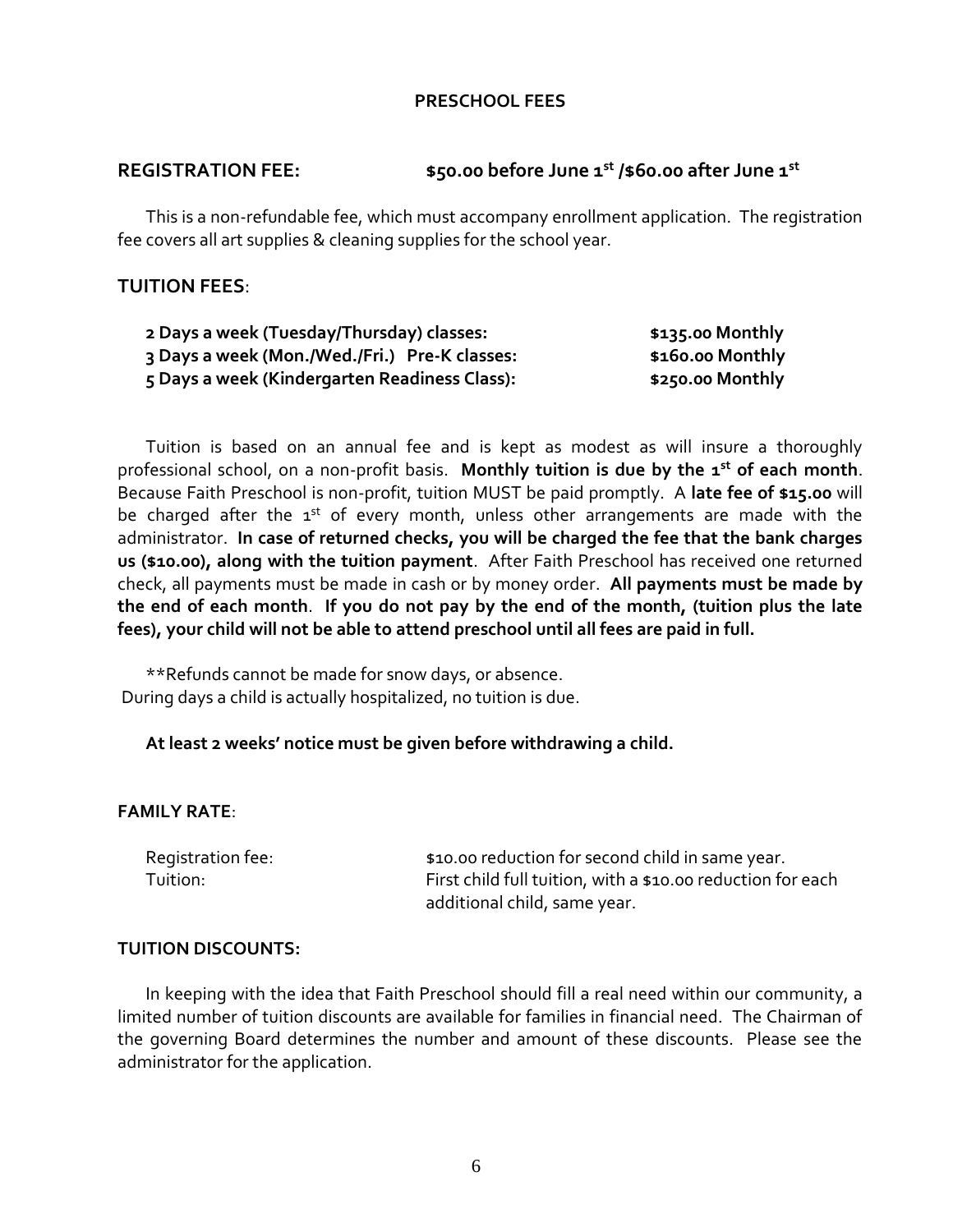## PRESCHOOL FEES

**REGISTRATION FEE:** **\$50.00 before June 1st /\$60.00 after June 1st**

This is a non-refundable fee, which must accompany enrollment application. The registration fee covers all art supplies & cleaning supplies for the school year.

**TUITION FEES**:

| | |
|---|---|
| **2 Days a week (Tuesday/Thursday) classes:** | **\$135.00 Monthly** |
| **3 Days a week (Mon./Wed./Fri.) Pre-K classes:** | **\$160.00 Monthly** |
| **5 Days a week (Kindergarten Readiness Class):** | **\$250.00 Monthly** |

Tuition is based on an annual fee and is kept as modest as will insure a thoroughly professional school, on a non-profit basis. **Monthly tuition is due by the 1st of each month**. Because Faith Preschool is non-profit, tuition MUST be paid promptly. A **late fee of \$15.00** will be charged after the 1st of every month, unless other arrangements are made with the administrator. **In case of returned checks, you will be charged the fee that the bank charges us (\$10.00), along with the tuition payment**. After Faith Preschool has received one returned check, all payments must be made in cash or by money order. **All payments must be made by the end of each month**. **If you do not pay by the end of the month, (tuition plus the late fees), your child will not be able to attend preschool until all fees are paid in full.**

**Refunds cannot be made for snow days, or absence.
During days a child is actually hospitalized, no tuition is due.

**At least 2 weeks' notice must be given before withdrawing a child.**

**FAMILY RATE**:

| | |
|---|---|
| Registration fee: | \$10.00 reduction for second child in same year. |
| Tuition: | First child full tuition, with a \$10.00 reduction for each additional child, same year. |

**TUITION DISCOUNTS:**

In keeping with the idea that Faith Preschool should fill a real need within our community, a limited number of tuition discounts are available for families in financial need. The Chairman of the governing Board determines the number and amount of these discounts. Please see the administrator for the application.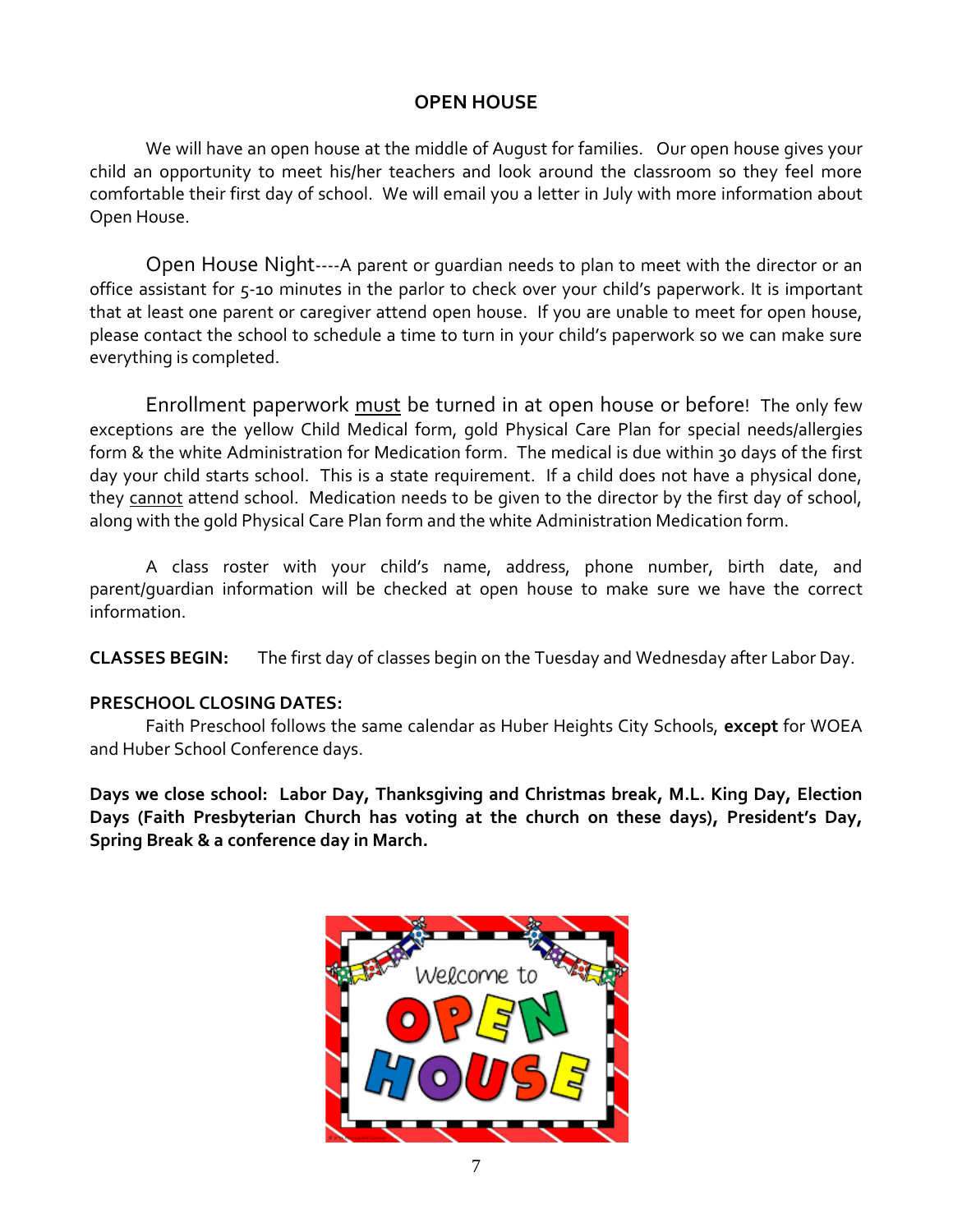## OPEN HOUSE

We will have an open house at the middle of August for families. Our open house gives your child an opportunity to meet his/her teachers and look around the classroom so they feel more comfortable their first day of school. We will email you a letter in July with more information about Open House.

Open House Night----A parent or guardian needs to plan to meet with the director or an office assistant for 5-10 minutes in the parlor to check over your child's paperwork. It is important that at least one parent or caregiver attend open house. If you are unable to meet for open house, please contact the school to schedule a time to turn in your child's paperwork so we can make sure everything is completed.

Enrollment paperwork must be turned in at open house or before! The only few exceptions are the yellow Child Medical form, gold Physical Care Plan for special needs/allergies form & the white Administration for Medication form. The medical is due within 30 days of the first day your child starts school. This is a state requirement. If a child does not have a physical done, they cannot attend school. Medication needs to be given to the director by the first day of school, along with the gold Physical Care Plan form and the white Administration Medication form.

A class roster with your child's name, address, phone number, birth date, and parent/guardian information will be checked at open house to make sure we have the correct information.

**CLASSES BEGIN:** The first day of classes begin on the Tuesday and Wednesday after Labor Day.

**PRESCHOOL CLOSING DATES:**

Faith Preschool follows the same calendar as Huber Heights City Schools, **except** for WOEA and Huber School Conference days.

**Days we close school: Labor Day, Thanksgiving and Christmas break, M.L. King Day, Election Days (Faith Presbyterian Church has voting at the church on these days), President's Day, Spring Break & a conference day in March.**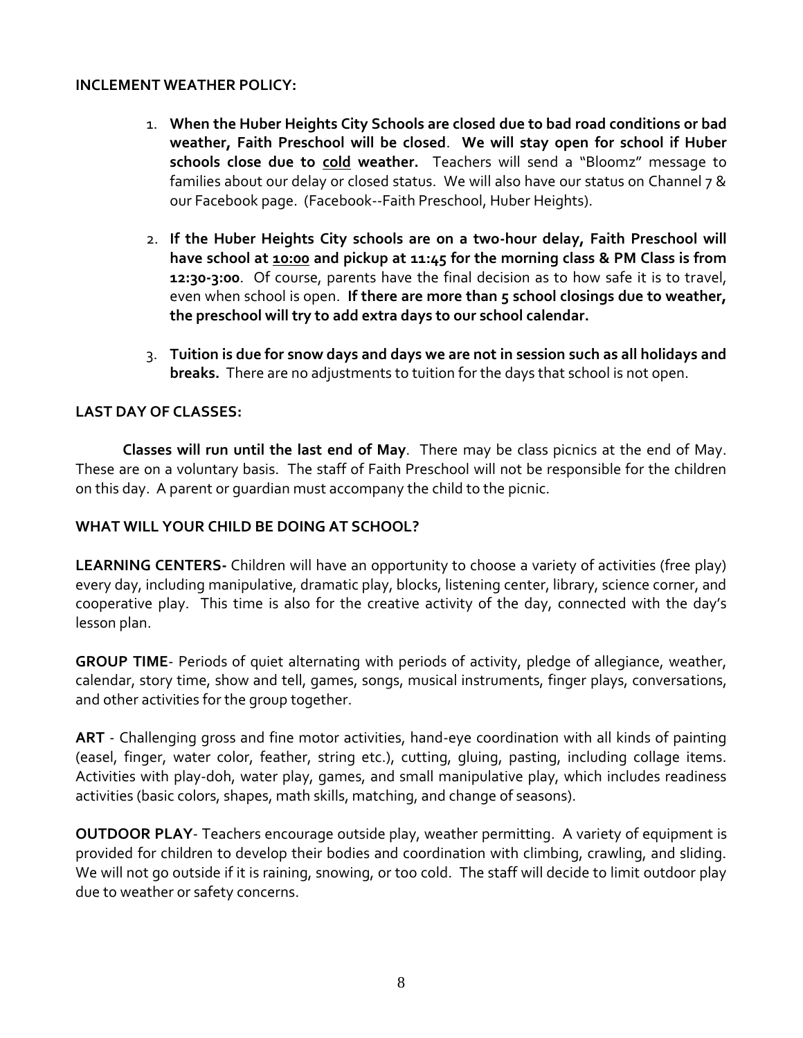**INCLEMENT WEATHER POLICY:**

1. **When the Huber Heights City Schools are closed due to bad road conditions or bad weather, Faith Preschool will be closed**. **We will stay open for school if Huber schools close due to cold weather.** Teachers will send a "Bloomz" message to families about our delay or closed status. We will also have our status on Channel 7 & our Facebook page. (Facebook--Faith Preschool, Huber Heights).

2. **If the Huber Heights City schools are on a two-hour delay, Faith Preschool will have school at 10:00 and pickup at 11:45 for the morning class & PM Class is from 12:30-3:00**. Of course, parents have the final decision as to how safe it is to travel, even when school is open. **If there are more than 5 school closings due to weather, the preschool will try to add extra days to our school calendar.**

3. **Tuition is due for snow days and days we are not in session such as all holidays and breaks.** There are no adjustments to tuition for the days that school is not open.

**LAST DAY OF CLASSES:**

**Classes will run until the last end of May**. There may be class picnics at the end of May. These are on a voluntary basis. The staff of Faith Preschool will not be responsible for the children on this day. A parent or guardian must accompany the child to the picnic.

**WHAT WILL YOUR CHILD BE DOING AT SCHOOL?**

**LEARNING CENTERS-** Children will have an opportunity to choose a variety of activities (free play) every day, including manipulative, dramatic play, blocks, listening center, library, science corner, and cooperative play. This time is also for the creative activity of the day, connected with the day's lesson plan.

**GROUP TIME**- Periods of quiet alternating with periods of activity, pledge of allegiance, weather, calendar, story time, show and tell, games, songs, musical instruments, finger plays, conversations, and other activities for the group together.

**ART** - Challenging gross and fine motor activities, hand-eye coordination with all kinds of painting (easel, finger, water color, feather, string etc.), cutting, gluing, pasting, including collage items. Activities with play-doh, water play, games, and small manipulative play, which includes readiness activities (basic colors, shapes, math skills, matching, and change of seasons).

**OUTDOOR PLAY**- Teachers encourage outside play, weather permitting. A variety of equipment is provided for children to develop their bodies and coordination with climbing, crawling, and sliding. We will not go outside if it is raining, snowing, or too cold. The staff will decide to limit outdoor play due to weather or safety concerns.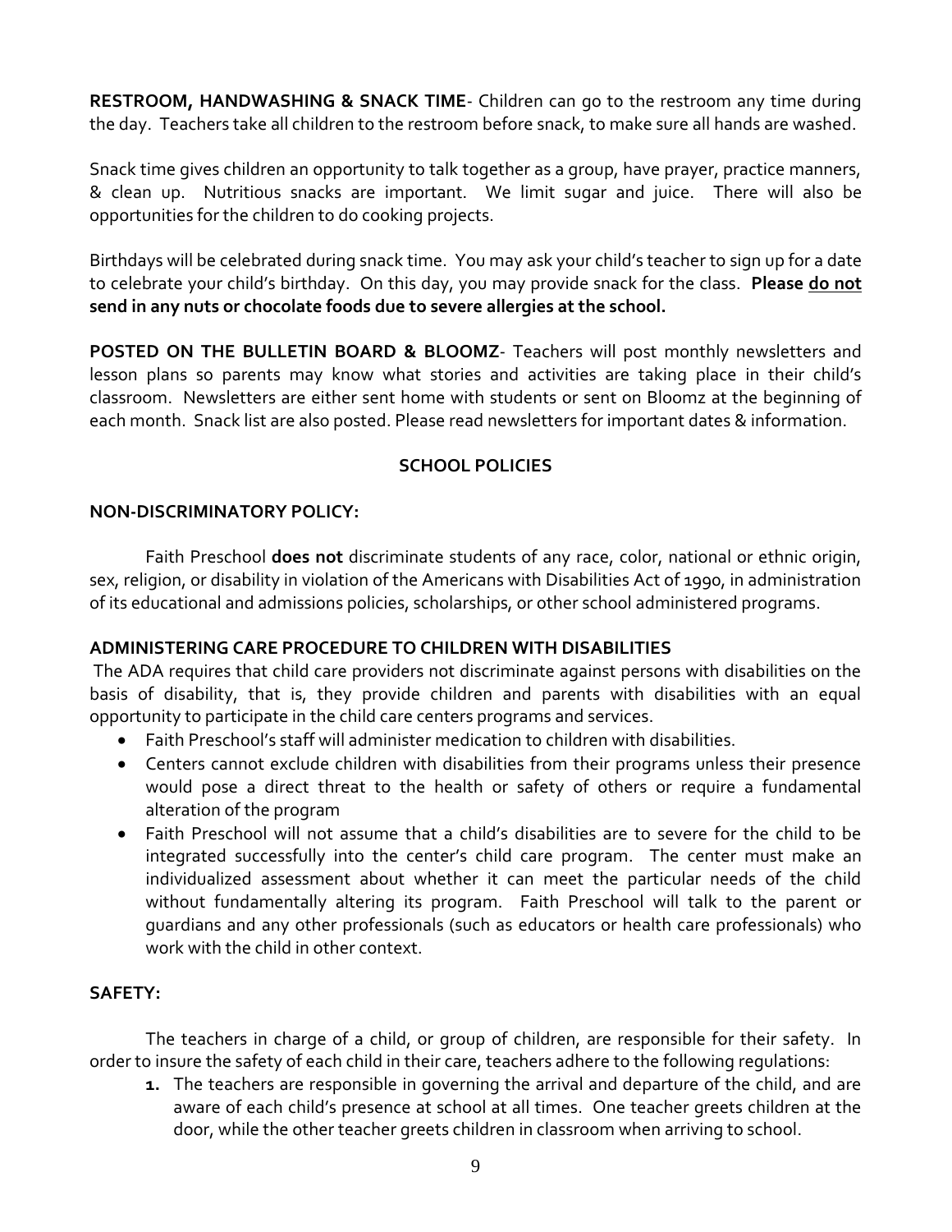**RESTROOM, HANDWASHING & SNACK TIME**- Children can go to the restroom any time during the day. Teachers take all children to the restroom before snack, to make sure all hands are washed.

Snack time gives children an opportunity to talk together as a group, have prayer, practice manners, & clean up. Nutritious snacks are important. We limit sugar and juice. There will also be opportunities for the children to do cooking projects.

Birthdays will be celebrated during snack time. You may ask your child's teacher to sign up for a date to celebrate your child's birthday. On this day, you may provide snack for the class. **Please <u>do not</u> send in any nuts or chocolate foods due to severe allergies at the school.**

**POSTED ON THE BULLETIN BOARD & BLOOMZ**- Teachers will post monthly newsletters and lesson plans so parents may know what stories and activities are taking place in their child's classroom. Newsletters are either sent home with students or sent on Bloomz at the beginning of each month. Snack list are also posted. Please read newsletters for important dates & information.

## SCHOOL POLICIES

### NON-DISCRIMINATORY POLICY:

Faith Preschool **does not** discriminate students of any race, color, national or ethnic origin, sex, religion, or disability in violation of the Americans with Disabilities Act of 1990, in administration of its educational and admissions policies, scholarships, or other school administered programs.

### ADMINISTERING CARE PROCEDURE TO CHILDREN WITH DISABILITIES

The ADA requires that child care providers not discriminate against persons with disabilities on the basis of disability, that is, they provide children and parents with disabilities with an equal opportunity to participate in the child care centers programs and services.

- Faith Preschool's staff will administer medication to children with disabilities.
- Centers cannot exclude children with disabilities from their programs unless their presence would pose a direct threat to the health or safety of others or require a fundamental alteration of the program
- Faith Preschool will not assume that a child's disabilities are to severe for the child to be integrated successfully into the center's child care program. The center must make an individualized assessment about whether it can meet the particular needs of the child without fundamentally altering its program. Faith Preschool will talk to the parent or guardians and any other professionals (such as educators or health care professionals) who work with the child in other context.

### SAFETY:

The teachers in charge of a child, or group of children, are responsible for their safety. In order to insure the safety of each child in their care, teachers adhere to the following regulations:

1. The teachers are responsible in governing the arrival and departure of the child, and are aware of each child's presence at school at all times. One teacher greets children at the door, while the other teacher greets children in classroom when arriving to school.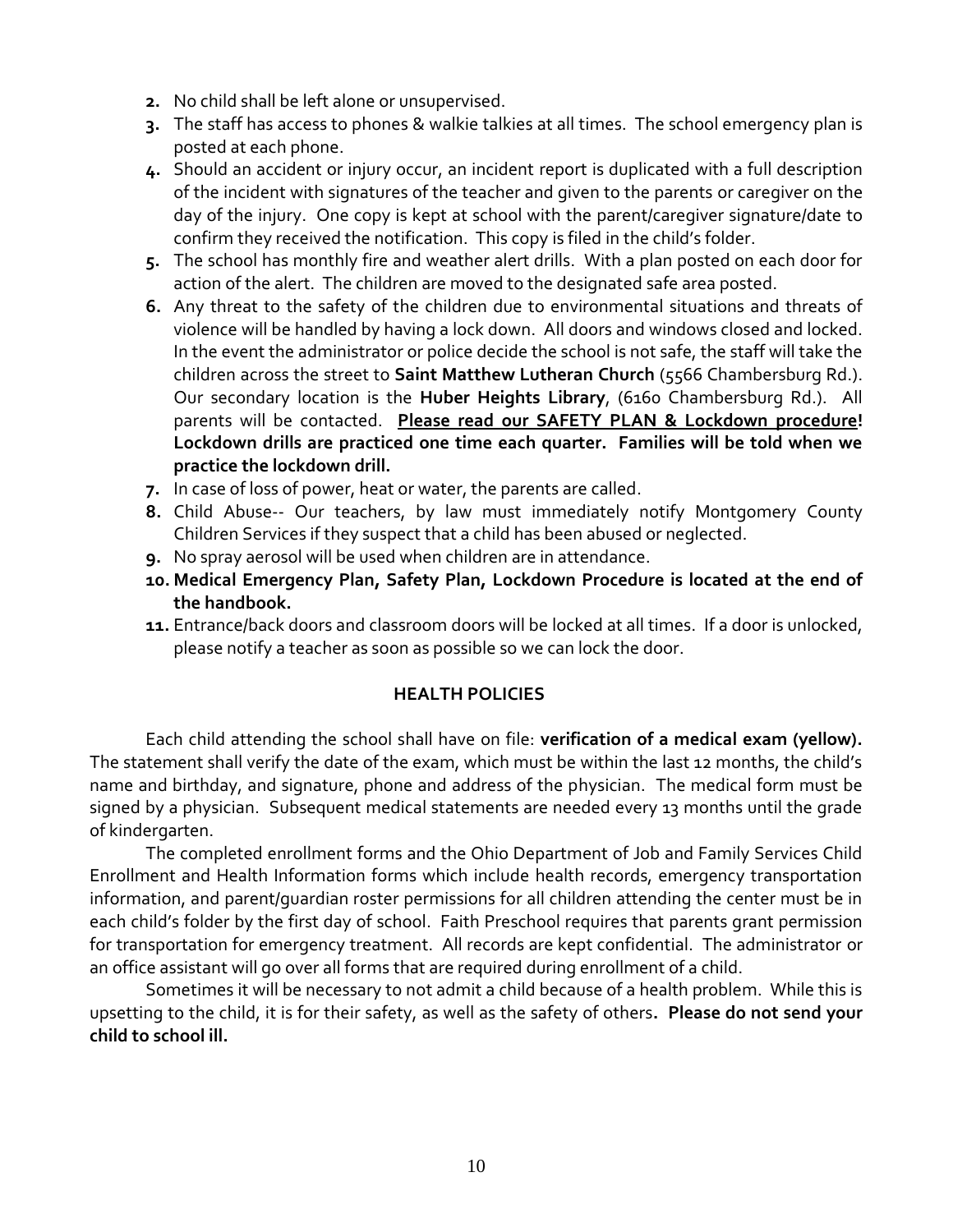2. No child shall be left alone or unsupervised.
3. The staff has access to phones & walkie talkies at all times. The school emergency plan is posted at each phone.
4. Should an accident or injury occur, an incident report is duplicated with a full description of the incident with signatures of the teacher and given to the parents or caregiver on the day of the injury. One copy is kept at school with the parent/caregiver signature/date to confirm they received the notification. This copy is filed in the child's folder.
5. The school has monthly fire and weather alert drills. With a plan posted on each door for action of the alert. The children are moved to the designated safe area posted.
6. Any threat to the safety of the children due to environmental situations and threats of violence will be handled by having a lock down. All doors and windows closed and locked. In the event the administrator or police decide the school is not safe, the staff will take the children across the street to **Saint Matthew Lutheran Church** (5566 Chambersburg Rd.). Our secondary location is the **Huber Heights Library**, (6160 Chambersburg Rd.). All parents will be contacted. **Please read our SAFETY PLAN & Lockdown procedure! Lockdown drills are practiced one time each quarter. Families will be told when we practice the lockdown drill.**
7. In case of loss of power, heat or water, the parents are called.
8. Child Abuse-- Our teachers, by law must immediately notify Montgomery County Children Services if they suspect that a child has been abused or neglected.
9. No spray aerosol will be used when children are in attendance.
10. **Medical Emergency Plan, Safety Plan, Lockdown Procedure is located at the end of the handbook.**
11. Entrance/back doors and classroom doors will be locked at all times. If a door is unlocked, please notify a teacher as soon as possible so we can lock the door.

## HEALTH POLICIES

Each child attending the school shall have on file: **verification of a medical exam (yellow).** The statement shall verify the date of the exam, which must be within the last 12 months, the child's name and birthday, and signature, phone and address of the physician. The medical form must be signed by a physician. Subsequent medical statements are needed every 13 months until the grade of kindergarten.

The completed enrollment forms and the Ohio Department of Job and Family Services Child Enrollment and Health Information forms which include health records, emergency transportation information, and parent/guardian roster permissions for all children attending the center must be in each child's folder by the first day of school. Faith Preschool requires that parents grant permission for transportation for emergency treatment. All records are kept confidential. The administrator or an office assistant will go over all forms that are required during enrollment of a child.

Sometimes it will be necessary to not admit a child because of a health problem. While this is upsetting to the child, it is for their safety, as well as the safety of others**. Please do not send your child to school ill.**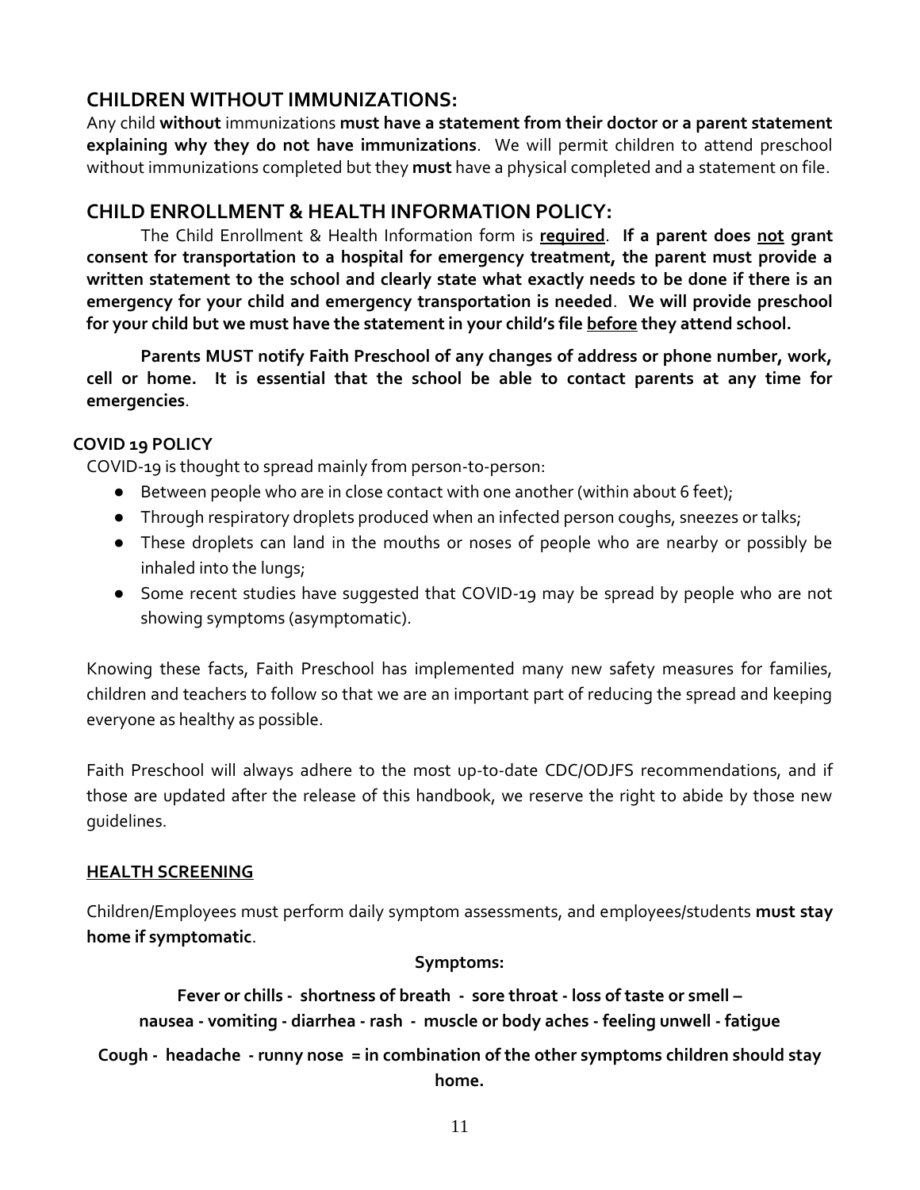## CHILDREN WITHOUT IMMUNIZATIONS:

Any child **without** immunizations **must have a statement from their doctor or a parent statement explaining why they do not have immunizations**. We will permit children to attend preschool without immunizations completed but they **must** have a physical completed and a statement on file.

## CHILD ENROLLMENT & HEALTH INFORMATION POLICY:

The Child Enrollment & Health Information form is **required**. **If a parent does not grant consent for transportation to a hospital for emergency treatment, the parent must provide a written statement to the school and clearly state what exactly needs to be done if there is an emergency for your child and emergency transportation is needed**. **We will provide preschool for your child but we must have the statement in your child's file before they attend school.**

**Parents MUST notify Faith Preschool of any changes of address or phone number, work, cell or home. It is essential that the school be able to contact parents at any time for emergencies**.

### COVID 19 POLICY

COVID-19 is thought to spread mainly from person-to-person:

- Between people who are in close contact with one another (within about 6 feet);
- Through respiratory droplets produced when an infected person coughs, sneezes or talks;
- These droplets can land in the mouths or noses of people who are nearby or possibly be inhaled into the lungs;
- Some recent studies have suggested that COVID-19 may be spread by people who are not showing symptoms (asymptomatic).

Knowing these facts, Faith Preschool has implemented many new safety measures for families, children and teachers to follow so that we are an important part of reducing the spread and keeping everyone as healthy as possible.

Faith Preschool will always adhere to the most up-to-date CDC/ODJFS recommendations, and if those are updated after the release of this handbook, we reserve the right to abide by those new guidelines.

### HEALTH SCREENING

Children/Employees must perform daily symptom assessments, and employees/students **must stay home if symptomatic**.

**Symptoms:**

**Fever or chills - shortness of breath - sore throat - loss of taste or smell – nausea - vomiting - diarrhea - rash - muscle or body aches - feeling unwell - fatigue**

**Cough - headache - runny nose = in combination of the other symptoms children should stay home.**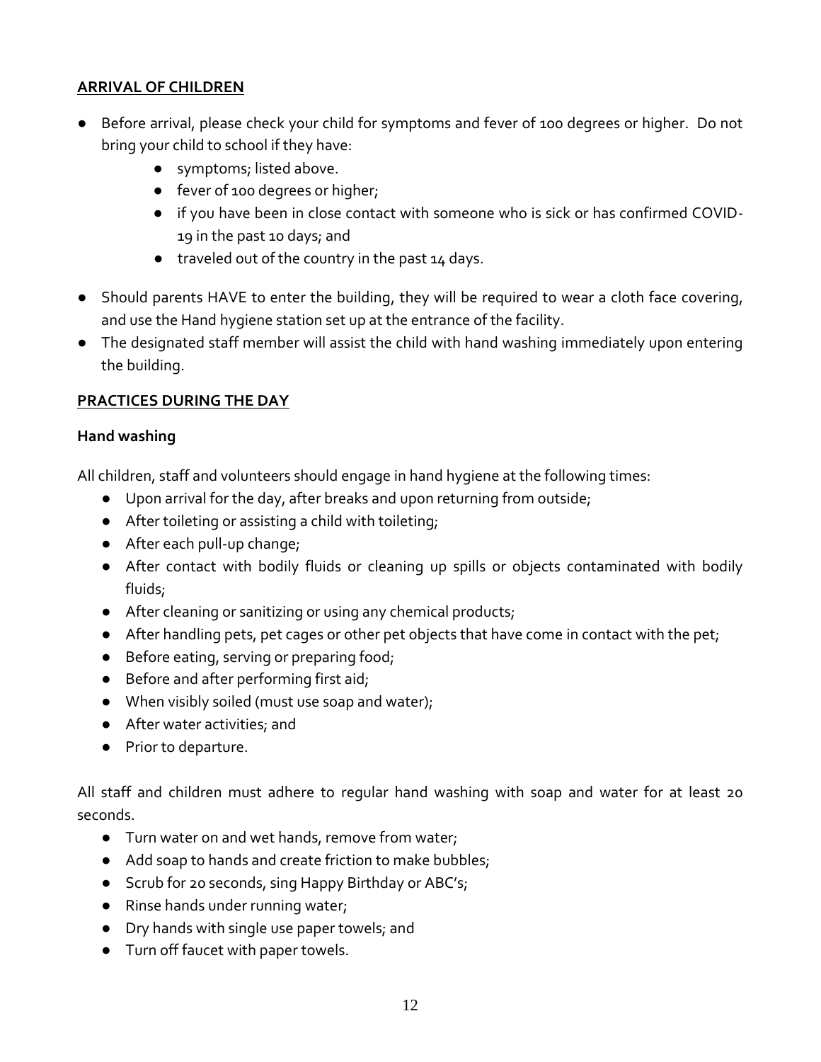**ARRIVAL OF CHILDREN**

- Before arrival, please check your child for symptoms and fever of 100 degrees or higher. Do not bring your child to school if they have:
    - symptoms; listed above.
    - fever of 100 degrees or higher;
    - if you have been in close contact with someone who is sick or has confirmed COVID-19 in the past 10 days; and
    - traveled out of the country in the past 14 days.
- Should parents HAVE to enter the building, they will be required to wear a cloth face covering, and use the Hand hygiene station set up at the entrance of the facility.
- The designated staff member will assist the child with hand washing immediately upon entering the building.

**PRACTICES DURING THE DAY**

**Hand washing**

All children, staff and volunteers should engage in hand hygiene at the following times:

- Upon arrival for the day, after breaks and upon returning from outside;
- After toileting or assisting a child with toileting;
- After each pull-up change;
- After contact with bodily fluids or cleaning up spills or objects contaminated with bodily fluids;
- After cleaning or sanitizing or using any chemical products;
- After handling pets, pet cages or other pet objects that have come in contact with the pet;
- Before eating, serving or preparing food;
- Before and after performing first aid;
- When visibly soiled (must use soap and water);
- After water activities; and
- Prior to departure.

All staff and children must adhere to regular hand washing with soap and water for at least 20 seconds.

- Turn water on and wet hands, remove from water;
- Add soap to hands and create friction to make bubbles;
- Scrub for 20 seconds, sing Happy Birthday or ABC's;
- Rinse hands under running water;
- Dry hands with single use paper towels; and
- Turn off faucet with paper towels.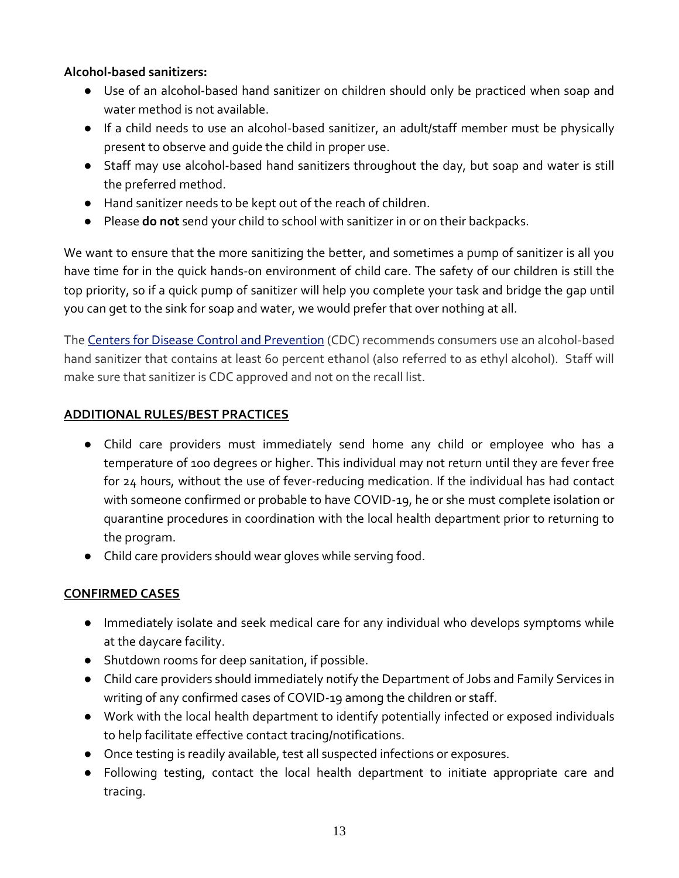**Alcohol-based sanitizers:**

- Use of an alcohol-based hand sanitizer on children should only be practiced when soap and water method is not available.
- If a child needs to use an alcohol-based sanitizer, an adult/staff member must be physically present to observe and guide the child in proper use.
- Staff may use alcohol-based hand sanitizers throughout the day, but soap and water is still the preferred method.
- Hand sanitizer needs to be kept out of the reach of children.
- Please **do not** send your child to school with sanitizer in or on their backpacks.

We want to ensure that the more sanitizing the better, and sometimes a pump of sanitizer is all you have time for in the quick hands-on environment of child care. The safety of our children is still the top priority, so if a quick pump of sanitizer will help you complete your task and bridge the gap until you can get to the sink for soap and water, we would prefer that over nothing at all.

The Centers for Disease Control and Prevention (CDC) recommends consumers use an alcohol-based hand sanitizer that contains at least 60 percent ethanol (also referred to as ethyl alcohol). Staff will make sure that sanitizer is CDC approved and not on the recall list.

## ADDITIONAL RULES/BEST PRACTICES

- Child care providers must immediately send home any child or employee who has a temperature of 100 degrees or higher. This individual may not return until they are fever free for 24 hours, without the use of fever-reducing medication. If the individual has had contact with someone confirmed or probable to have COVID-19, he or she must complete isolation or quarantine procedures in coordination with the local health department prior to returning to the program.
- Child care providers should wear gloves while serving food.

## CONFIRMED CASES

- Immediately isolate and seek medical care for any individual who develops symptoms while at the daycare facility.
- Shutdown rooms for deep sanitation, if possible.
- Child care providers should immediately notify the Department of Jobs and Family Services in writing of any confirmed cases of COVID-19 among the children or staff.
- Work with the local health department to identify potentially infected or exposed individuals to help facilitate effective contact tracing/notifications.
- Once testing is readily available, test all suspected infections or exposures.
- Following testing, contact the local health department to initiate appropriate care and tracing.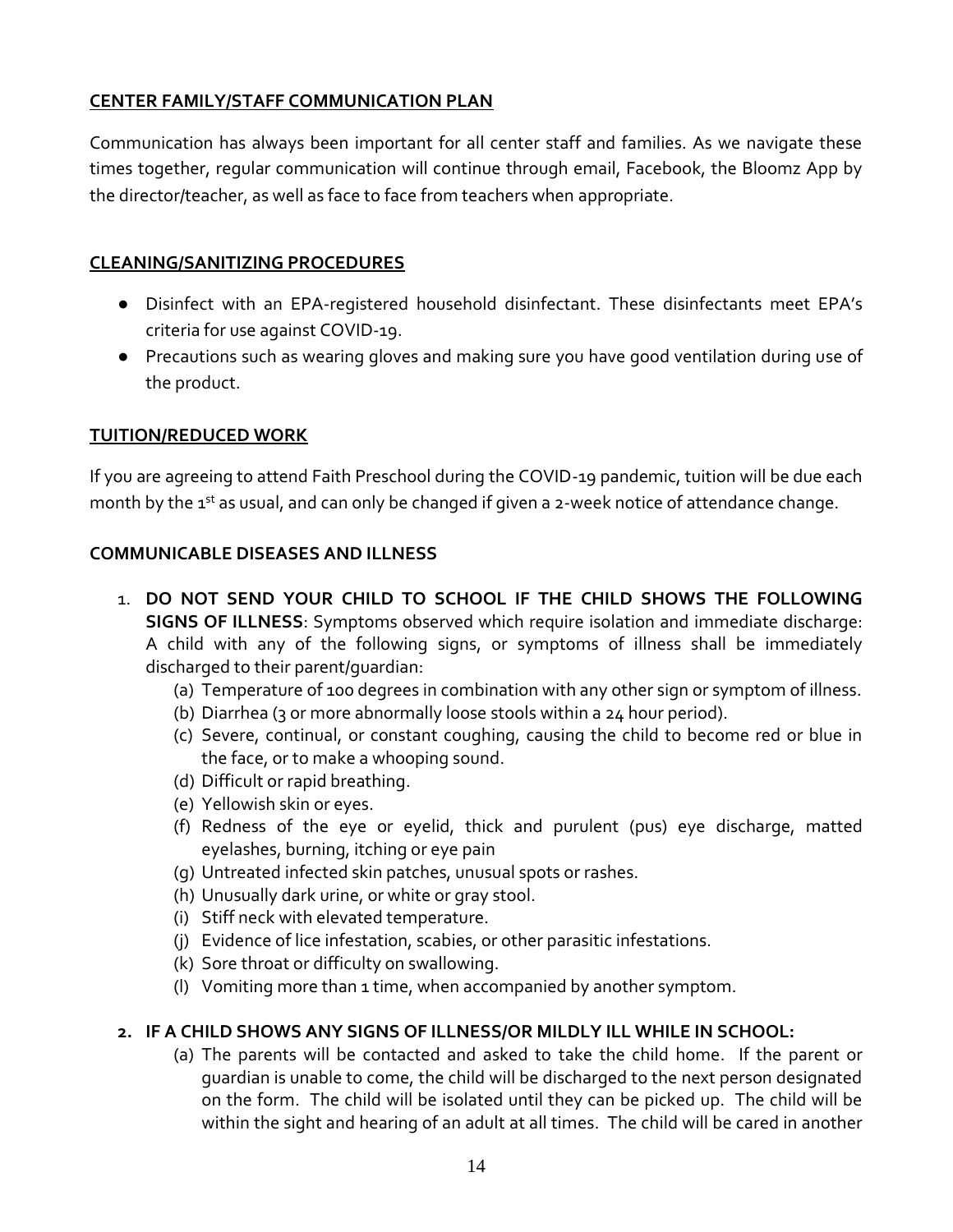## CENTER FAMILY/STAFF COMMUNICATION PLAN

Communication has always been important for all center staff and families. As we navigate these times together, regular communication will continue through email, Facebook, the Bloomz App by the director/teacher, as well as face to face from teachers when appropriate.

## CLEANING/SANITIZING PROCEDURES

- Disinfect with an EPA-registered household disinfectant. These disinfectants meet EPA's criteria for use against COVID-19.
- Precautions such as wearing gloves and making sure you have good ventilation during use of the product.

## TUITION/REDUCED WORK

If you are agreeing to attend Faith Preschool during the COVID-19 pandemic, tuition will be due each month by the 1st as usual, and can only be changed if given a 2-week notice of attendance change.

## COMMUNICABLE DISEASES AND ILLNESS

1. **DO NOT SEND YOUR CHILD TO SCHOOL IF THE CHILD SHOWS THE FOLLOWING SIGNS OF ILLNESS**: Symptoms observed which require isolation and immediate discharge: A child with any of the following signs, or symptoms of illness shall be immediately discharged to their parent/guardian:
   - (a) Temperature of 100 degrees in combination with any other sign or symptom of illness.
   - (b) Diarrhea (3 or more abnormally loose stools within a 24 hour period).
   - (c) Severe, continual, or constant coughing, causing the child to become red or blue in the face, or to make a whooping sound.
   - (d) Difficult or rapid breathing.
   - (e) Yellowish skin or eyes.
   - (f) Redness of the eye or eyelid, thick and purulent (pus) eye discharge, matted eyelashes, burning, itching or eye pain
   - (g) Untreated infected skin patches, unusual spots or rashes.
   - (h) Unusually dark urine, or white or gray stool.
   - (i) Stiff neck with elevated temperature.
   - (j) Evidence of lice infestation, scabies, or other parasitic infestations.
   - (k) Sore throat or difficulty on swallowing.
   - (l) Vomiting more than 1 time, when accompanied by another symptom.

2. **IF A CHILD SHOWS ANY SIGNS OF ILLNESS/OR MILDLY ILL WHILE IN SCHOOL:**
   - (a) The parents will be contacted and asked to take the child home. If the parent or guardian is unable to come, the child will be discharged to the next person designated on the form. The child will be isolated until they can be picked up. The child will be within the sight and hearing of an adult at all times. The child will be cared in another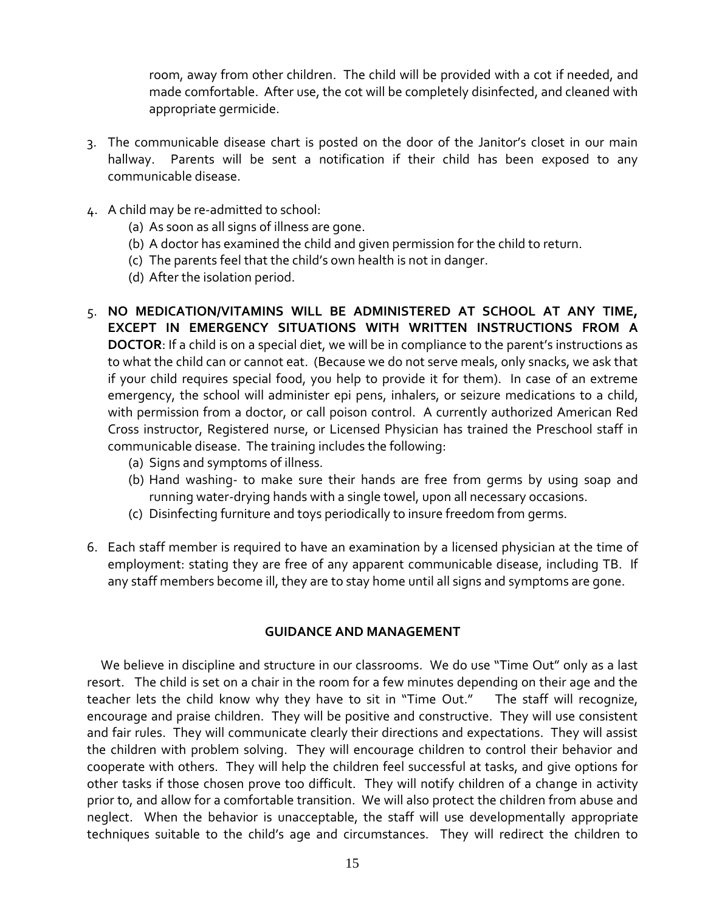room, away from other children. The child will be provided with a cot if needed, and made comfortable. After use, the cot will be completely disinfected, and cleaned with appropriate germicide.

3. The communicable disease chart is posted on the door of the Janitor's closet in our main hallway. Parents will be sent a notification if their child has been exposed to any communicable disease.

4. A child may be re-admitted to school:
   (a) As soon as all signs of illness are gone.
   (b) A doctor has examined the child and given permission for the child to return.
   (c) The parents feel that the child's own health is not in danger.
   (d) After the isolation period.

5. **NO MEDICATION/VITAMINS WILL BE ADMINISTERED AT SCHOOL AT ANY TIME, EXCEPT IN EMERGENCY SITUATIONS WITH WRITTEN INSTRUCTIONS FROM A DOCTOR**: If a child is on a special diet, we will be in compliance to the parent's instructions as to what the child can or cannot eat. (Because we do not serve meals, only snacks, we ask that if your child requires special food, you help to provide it for them). In case of an extreme emergency, the school will administer epi pens, inhalers, or seizure medications to a child, with permission from a doctor, or call poison control. A currently authorized American Red Cross instructor, Registered nurse, or Licensed Physician has trained the Preschool staff in communicable disease. The training includes the following:
   (a) Signs and symptoms of illness.
   (b) Hand washing- to make sure their hands are free from germs by using soap and running water-drying hands with a single towel, upon all necessary occasions.
   (c) Disinfecting furniture and toys periodically to insure freedom from germs.

6. Each staff member is required to have an examination by a licensed physician at the time of employment: stating they are free of any apparent communicable disease, including TB. If any staff members become ill, they are to stay home until all signs and symptoms are gone.

## GUIDANCE AND MANAGEMENT

We believe in discipline and structure in our classrooms. We do use "Time Out" only as a last resort. The child is set on a chair in the room for a few minutes depending on their age and the teacher lets the child know why they have to sit in "Time Out." The staff will recognize, encourage and praise children. They will be positive and constructive. They will use consistent and fair rules. They will communicate clearly their directions and expectations. They will assist the children with problem solving. They will encourage children to control their behavior and cooperate with others. They will help the children feel successful at tasks, and give options for other tasks if those chosen prove too difficult. They will notify children of a change in activity prior to, and allow for a comfortable transition. We will also protect the children from abuse and neglect. When the behavior is unacceptable, the staff will use developmentally appropriate techniques suitable to the child's age and circumstances. They will redirect the children to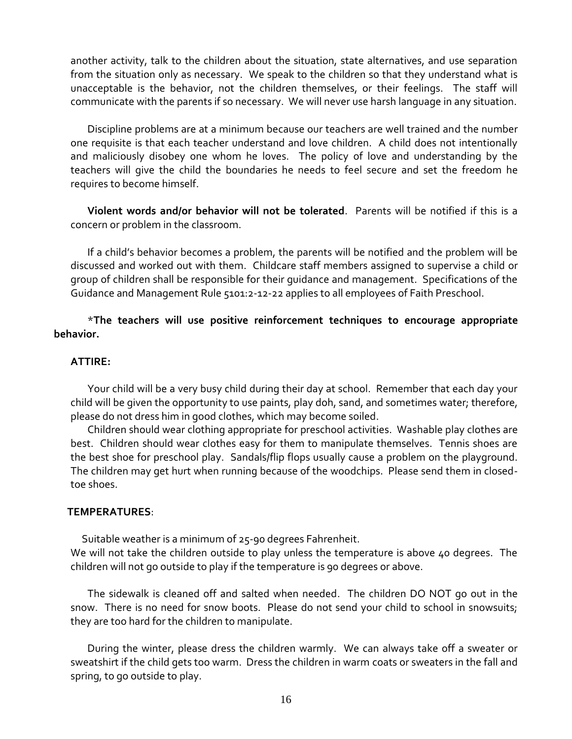another activity, talk to the children about the situation, state alternatives, and use separation from the situation only as necessary. We speak to the children so that they understand what is unacceptable is the behavior, not the children themselves, or their feelings. The staff will communicate with the parents if so necessary. We will never use harsh language in any situation.

Discipline problems are at a minimum because our teachers are well trained and the number one requisite is that each teacher understand and love children. A child does not intentionally and maliciously disobey one whom he loves. The policy of love and understanding by the teachers will give the child the boundaries he needs to feel secure and set the freedom he requires to become himself.

**Violent words and/or behavior will not be tolerated**. Parents will be notified if this is a concern or problem in the classroom.

If a child's behavior becomes a problem, the parents will be notified and the problem will be discussed and worked out with them. Childcare staff members assigned to supervise a child or group of children shall be responsible for their guidance and management. Specifications of the Guidance and Management Rule 5101:2-12-22 applies to all employees of Faith Preschool.

***The teachers will use positive reinforcement techniques to encourage appropriate behavior.**

**ATTIRE:**

Your child will be a very busy child during their day at school. Remember that each day your child will be given the opportunity to use paints, play doh, sand, and sometimes water; therefore, please do not dress him in good clothes, which may become soiled.

Children should wear clothing appropriate for preschool activities. Washable play clothes are best. Children should wear clothes easy for them to manipulate themselves. Tennis shoes are the best shoe for preschool play. Sandals/flip flops usually cause a problem on the playground. The children may get hurt when running because of the woodchips. Please send them in closed-toe shoes.

**TEMPERATURES**:

Suitable weather is a minimum of 25-90 degrees Fahrenheit.
We will not take the children outside to play unless the temperature is above 40 degrees. The children will not go outside to play if the temperature is 90 degrees or above.

The sidewalk is cleaned off and salted when needed. The children DO NOT go out in the snow. There is no need for snow boots. Please do not send your child to school in snowsuits; they are too hard for the children to manipulate.

During the winter, please dress the children warmly. We can always take off a sweater or sweatshirt if the child gets too warm. Dress the children in warm coats or sweaters in the fall and spring, to go outside to play.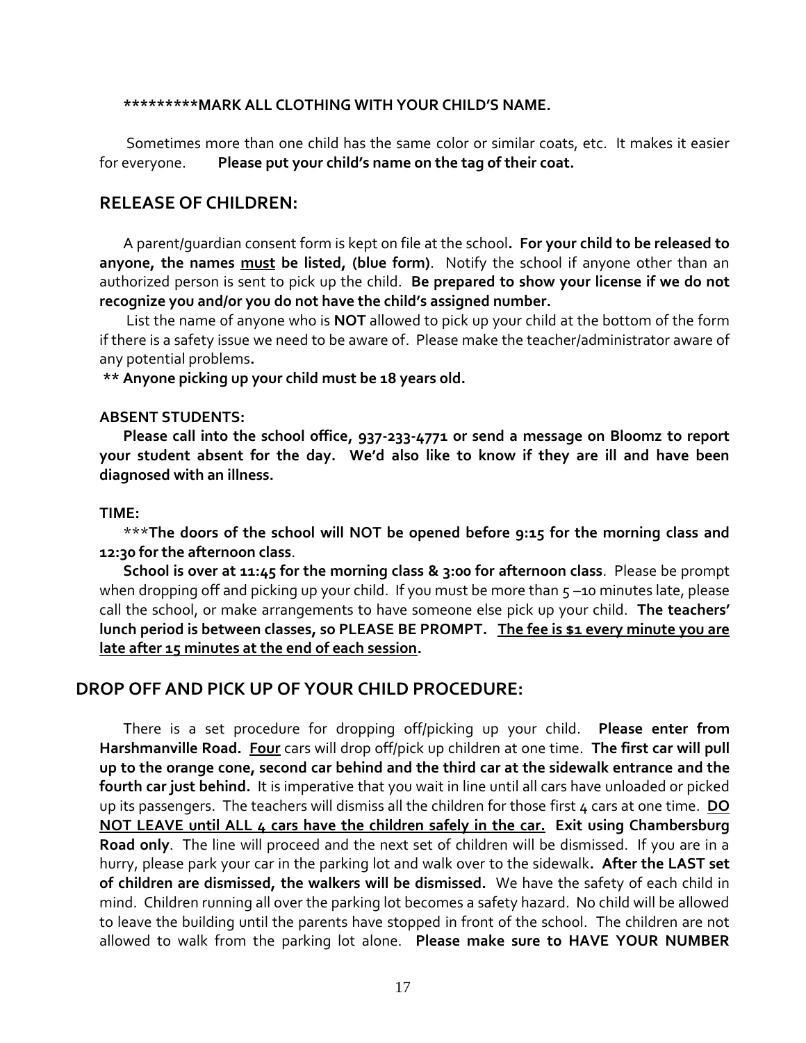**\*\*\*\*\*\*\*\*\*MARK ALL CLOTHING WITH YOUR CHILD'S NAME.**

Sometimes more than one child has the same color or similar coats, etc. It makes it easier for everyone. **Please put your child's name on the tag of their coat.**

## RELEASE OF CHILDREN:

A parent/guardian consent form is kept on file at the school**. For your child to be released to anyone, the names <u>must</u> be listed, (blue form)**. Notify the school if anyone other than an authorized person is sent to pick up the child. **Be prepared to show your license if we do not recognize you and/or you do not have the child's assigned number.**

List the name of anyone who is **NOT** allowed to pick up your child at the bottom of the form if there is a safety issue we need to be aware of. Please make the teacher/administrator aware of any potential problems**.**

**\*\* Anyone picking up your child must be 18 years old.**

**ABSENT STUDENTS:**

**Please call into the school office, 937-233-4771 or send a message on Bloomz to report your student absent for the day. We'd also like to know if they are ill and have been diagnosed with an illness.**

**TIME:**

\*\*\***The doors of the school will NOT be opened before 9:15 for the morning class and 12:30 for the afternoon class**.

**School is over at 11:45 for the morning class & 3:00 for afternoon class**. Please be prompt when dropping off and picking up your child. If you must be more than 5 –10 minutes late, please call the school, or make arrangements to have someone else pick up your child. **The teachers' lunch period is between classes, so PLEASE BE PROMPT. <u>The fee is $1 every minute you are late after 15 minutes at the end of each session</u>.**

## DROP OFF AND PICK UP OF YOUR CHILD PROCEDURE:

There is a set procedure for dropping off/picking up your child. **Please enter from Harshmanville Road. <u>Four</u>** cars will drop off/pick up children at one time. **The first car will pull up to the orange cone, second car behind and the third car at the sidewalk entrance and the fourth car just behind.** It is imperative that you wait in line until all cars have unloaded or picked up its passengers. The teachers will dismiss all the children for those first 4 cars at one time. **<u>DO NOT LEAVE until ALL 4 cars have the children safely in the car.</u> Exit using Chambersburg Road only**. The line will proceed and the next set of children will be dismissed. If you are in a hurry, please park your car in the parking lot and walk over to the sidewalk**. After the LAST set of children are dismissed, the walkers will be dismissed.** We have the safety of each child in mind. Children running all over the parking lot becomes a safety hazard. No child will be allowed to leave the building until the parents have stopped in front of the school. The children are not allowed to walk from the parking lot alone. **Please make sure to HAVE YOUR NUMBER**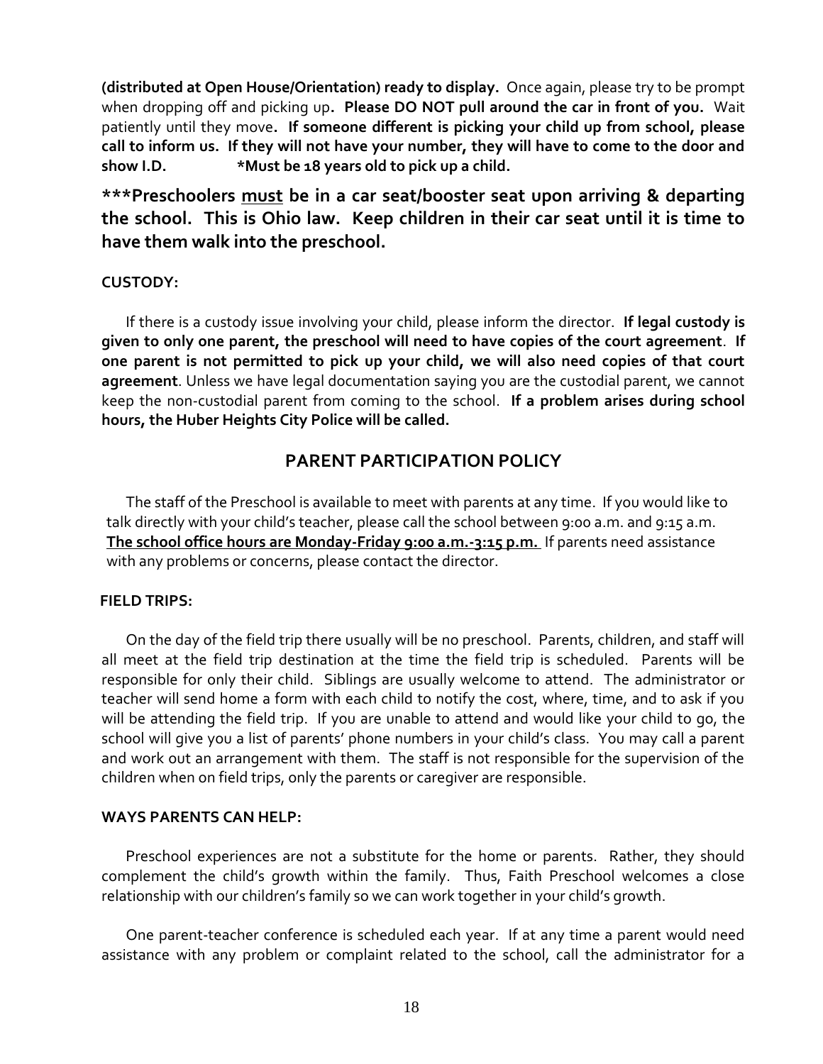**(distributed at Open House/Orientation) ready to display.** Once again, please try to be prompt when dropping off and picking up**. Please DO NOT pull around the car in front of you.** Wait patiently until they move**. If someone different is picking your child up from school, please call to inform us. If they will not have your number, they will have to come to the door and show I.D. *Must be 18 years old to pick up a child.**

**\*\*\*Preschoolers <u>must</u> be in a car seat/booster seat upon arriving & departing the school. This is Ohio law. Keep children in their car seat until it is time to have them walk into the preschool.**

**CUSTODY:**

If there is a custody issue involving your child, please inform the director. **If legal custody is given to only one parent, the preschool will need to have copies of the court agreement**. **If one parent is not permitted to pick up your child, we will also need copies of that court agreement**. Unless we have legal documentation saying you are the custodial parent, we cannot keep the non-custodial parent from coming to the school. **If a problem arises during school hours, the Huber Heights City Police will be called.**

## PARENT PARTICIPATION POLICY

The staff of the Preschool is available to meet with parents at any time. If you would like to talk directly with your child's teacher, please call the school between 9:00 a.m. and 9:15 a.m. **<u>The school office hours are Monday-Friday 9:00 a.m.-3:15 p.m.</u>** If parents need assistance with any problems or concerns, please contact the director.

**FIELD TRIPS:**

On the day of the field trip there usually will be no preschool. Parents, children, and staff will all meet at the field trip destination at the time the field trip is scheduled. Parents will be responsible for only their child. Siblings are usually welcome to attend. The administrator or teacher will send home a form with each child to notify the cost, where, time, and to ask if you will be attending the field trip. If you are unable to attend and would like your child to go, the school will give you a list of parents' phone numbers in your child's class. You may call a parent and work out an arrangement with them. The staff is not responsible for the supervision of the children when on field trips, only the parents or caregiver are responsible.

**WAYS PARENTS CAN HELP:**

Preschool experiences are not a substitute for the home or parents. Rather, they should complement the child's growth within the family. Thus, Faith Preschool welcomes a close relationship with our children's family so we can work together in your child's growth.

One parent-teacher conference is scheduled each year. If at any time a parent would need assistance with any problem or complaint related to the school, call the administrator for a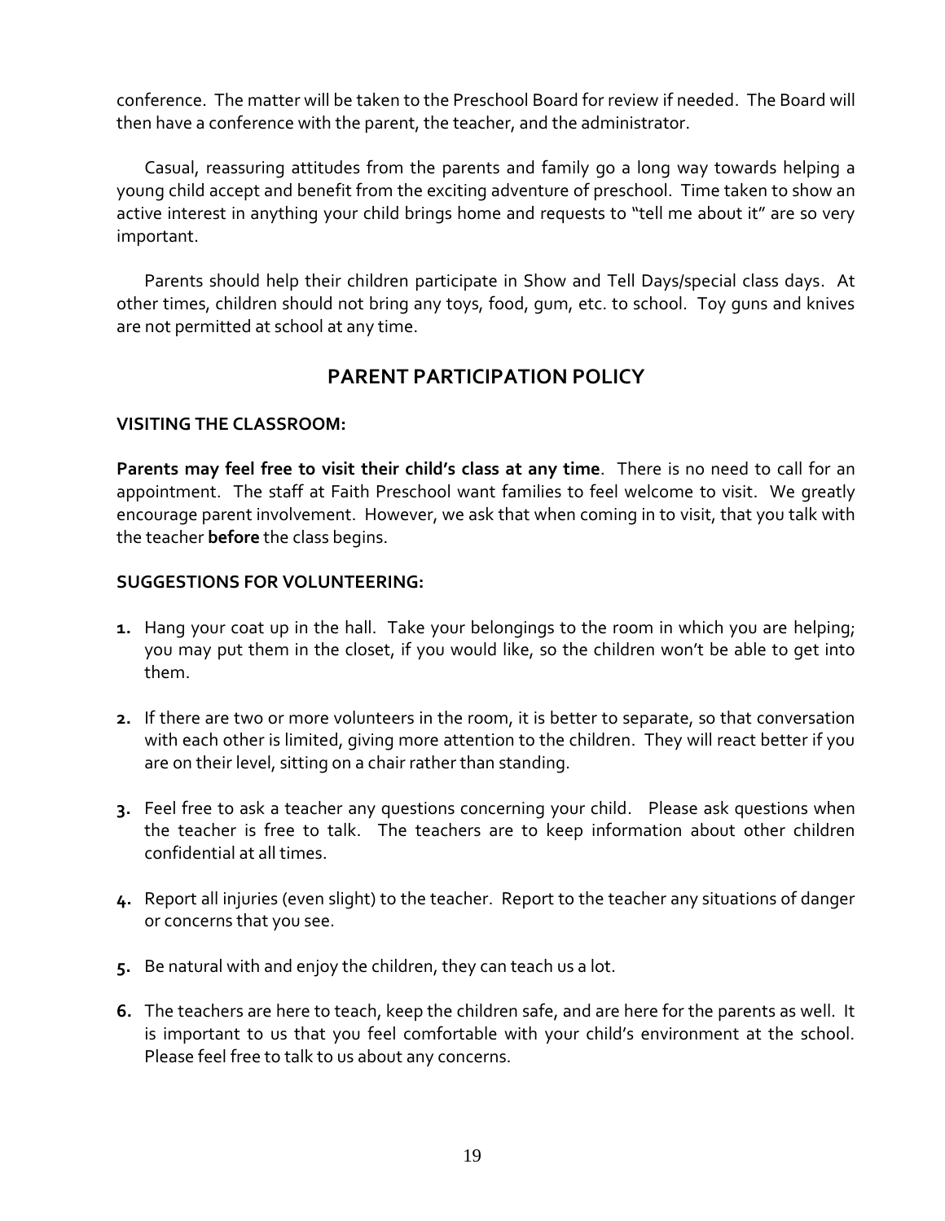conference. The matter will be taken to the Preschool Board for review if needed. The Board will then have a conference with the parent, the teacher, and the administrator.

Casual, reassuring attitudes from the parents and family go a long way towards helping a young child accept and benefit from the exciting adventure of preschool. Time taken to show an active interest in anything your child brings home and requests to "tell me about it" are so very important.

Parents should help their children participate in Show and Tell Days/special class days. At other times, children should not bring any toys, food, gum, etc. to school. Toy guns and knives are not permitted at school at any time.

## PARENT PARTICIPATION POLICY

**VISITING THE CLASSROOM:**

**Parents may feel free to visit their child's class at any time**. There is no need to call for an appointment. The staff at Faith Preschool want families to feel welcome to visit. We greatly encourage parent involvement. However, we ask that when coming in to visit, that you talk with the teacher **before** the class begins.

**SUGGESTIONS FOR VOLUNTEERING:**

1. Hang your coat up in the hall. Take your belongings to the room in which you are helping; you may put them in the closet, if you would like, so the children won't be able to get into them.

2. If there are two or more volunteers in the room, it is better to separate, so that conversation with each other is limited, giving more attention to the children. They will react better if you are on their level, sitting on a chair rather than standing.

3. Feel free to ask a teacher any questions concerning your child. Please ask questions when the teacher is free to talk. The teachers are to keep information about other children confidential at all times.

4. Report all injuries (even slight) to the teacher. Report to the teacher any situations of danger or concerns that you see.

5. Be natural with and enjoy the children, they can teach us a lot.

6. The teachers are here to teach, keep the children safe, and are here for the parents as well. It is important to us that you feel comfortable with your child's environment at the school. Please feel free to talk to us about any concerns.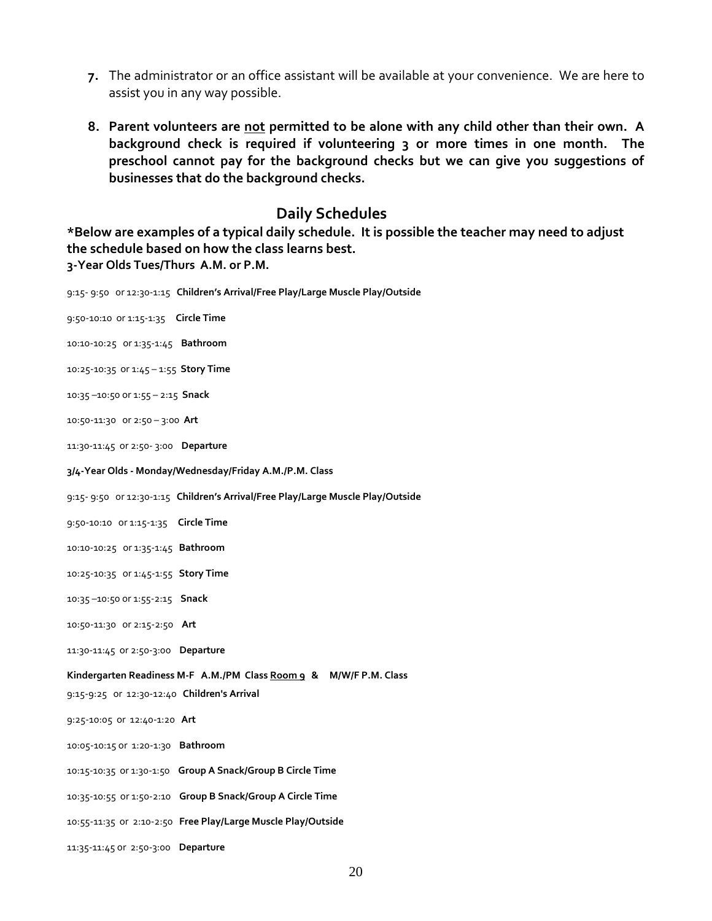7. The administrator or an office assistant will be available at your convenience. We are here to assist you in any way possible.

8. **Parent volunteers are <u>not</u> permitted to be alone with any child other than their own. A background check is required if volunteering 3 or more times in one month. The preschool cannot pay for the background checks but we can give you suggestions of businesses that do the background checks.**

## Daily Schedules

**\*Below are examples of a typical daily schedule. It is possible the teacher may need to adjust the schedule based on how the class learns best.**

**3-Year Olds Tues/Thurs A.M. or P.M.**

9:15- 9:50 or 12:30-1:15 **Children's Arrival/Free Play/Large Muscle Play/Outside**

9:50-10:10 or 1:15-1:35 **Circle Time**

10:10-10:25 or 1:35-1:45 **Bathroom**

10:25-10:35 or 1:45 – 1:55 **Story Time**

10:35 –10:50 or 1:55 – 2:15 **Snack**

10:50-11:30 or 2:50 – 3:00 **Art**

11:30-11:45 or 2:50- 3:00 **Departure**

**3/4-Year Olds - Monday/Wednesday/Friday A.M./P.M. Class**

9:15- 9:50 or 12:30-1:15 **Children's Arrival/Free Play/Large Muscle Play/Outside**

9:50-10:10 or 1:15-1:35 **Circle Time**

10:10-10:25 or 1:35-1:45 **Bathroom**

10:25-10:35 or 1:45-1:55 **Story Time**

10:35 –10:50 or 1:55-2:15 **Snack**

10:50-11:30 or 2:15-2:50 **Art**

11:30-11:45 or 2:50-3:00 **Departure**

**Kindergarten Readiness M-F A.M./PM Class <u>Room 9</u> & M/W/F P.M. Class**

9:15-9:25 or 12:30-12:40 **Children's Arrival**

9:25-10:05 or 12:40-1:20 **Art**

10:05-10:15 or 1:20-1:30 **Bathroom**

10:15-10:35 or 1:30-1:50 **Group A Snack/Group B Circle Time**

10:35-10:55 or 1:50-2:10 **Group B Snack/Group A Circle Time**

10:55-11:35 or 2:10-2:50 **Free Play/Large Muscle Play/Outside**

11:35-11:45 or 2:50-3:00 **Departure**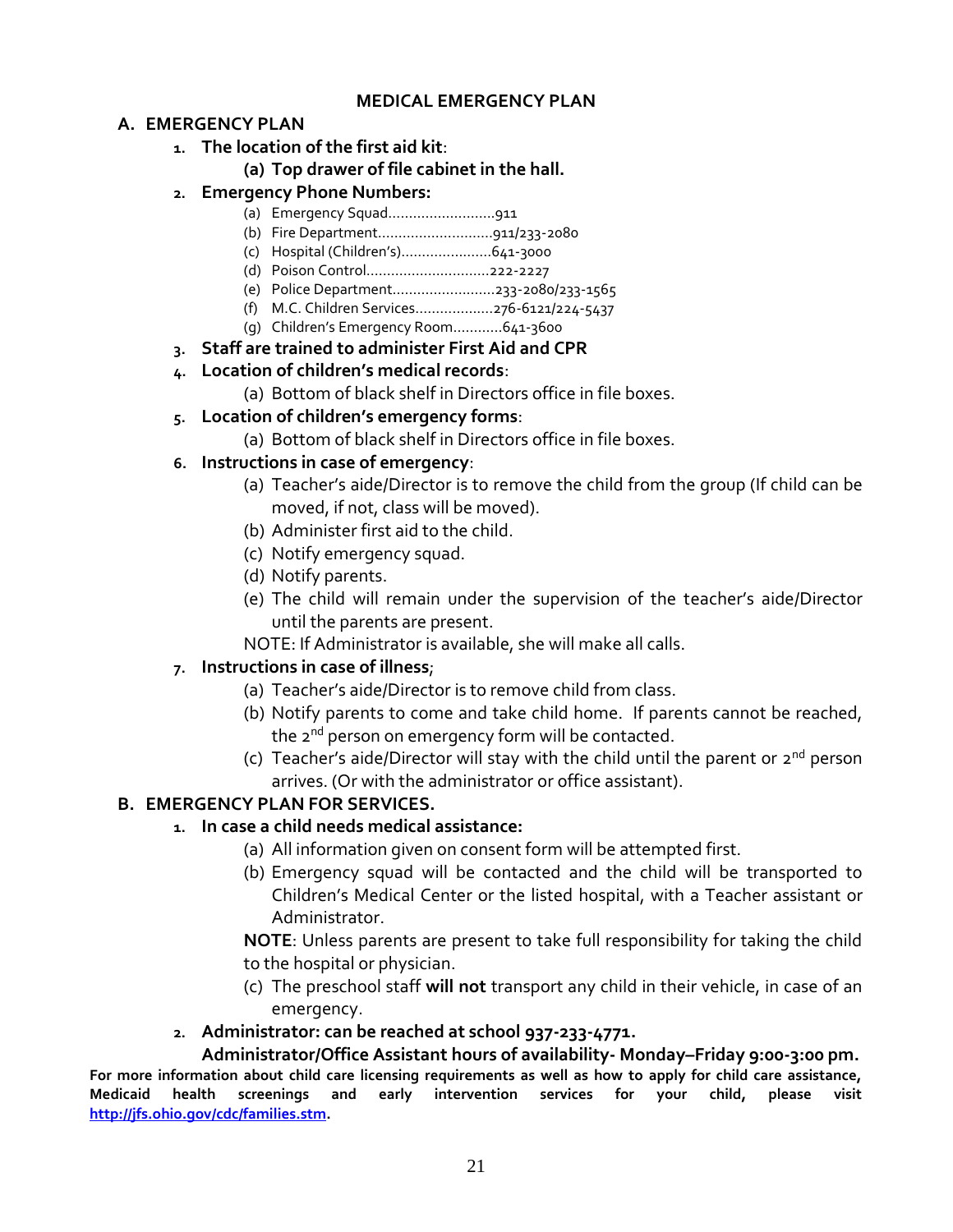# MEDICAL EMERGENCY PLAN

## A. EMERGENCY PLAN

1. **The location of the first aid kit**:
   - **(a) Top drawer of file cabinet in the hall.**
2. **Emergency Phone Numbers:**
   - (a) Emergency Squad..........................911
   - (b) Fire Department............................911/233-2080
   - (c) Hospital (Children's)......................641-3000
   - (d) Poison Control..............................222-2227
   - (e) Police Department.........................233-2080/233-1565
   - (f) M.C. Children Services...................276-6121/224-5437
   - (g) Children's Emergency Room............641-3600
3. **Staff are trained to administer First Aid and CPR**
4. **Location of children's medical records**:
   - (a) Bottom of black shelf in Directors office in file boxes.
5. **Location of children's emergency forms**:
   - (a) Bottom of black shelf in Directors office in file boxes.
6. **Instructions in case of emergency**:
   - (a) Teacher's aide/Director is to remove the child from the group (If child can be moved, if not, class will be moved).
   - (b) Administer first aid to the child.
   - (c) Notify emergency squad.
   - (d) Notify parents.
   - (e) The child will remain under the supervision of the teacher's aide/Director until the parents are present.

   NOTE: If Administrator is available, she will make all calls.
7. **Instructions in case of illness**;
   - (a) Teacher's aide/Director is to remove child from class.
   - (b) Notify parents to come and take child home. If parents cannot be reached, the 2nd person on emergency form will be contacted.
   - (c) Teacher's aide/Director will stay with the child until the parent or 2nd person arrives. (Or with the administrator or office assistant).

## B. EMERGENCY PLAN FOR SERVICES.

1. **In case a child needs medical assistance:**
   - (a) All information given on consent form will be attempted first.
   - (b) Emergency squad will be contacted and the child will be transported to Children's Medical Center or the listed hospital, with a Teacher assistant or Administrator.

   **NOTE**: Unless parents are present to take full responsibility for taking the child to the hospital or physician.
   - (c) The preschool staff **will not** transport any child in their vehicle, in case of an emergency.
2. **Administrator: can be reached at school 937-233-4771.**

   **Administrator/Office Assistant hours of availability- Monday–Friday 9:00-3:00 pm.**

**For more information about child care licensing requirements as well as how to apply for child care assistance, Medicaid health screenings and early intervention services for your child, please visit [http://jfs.ohio.gov/cdc/families.stm](http://jfs.ohio.gov/cdc/families.stm).**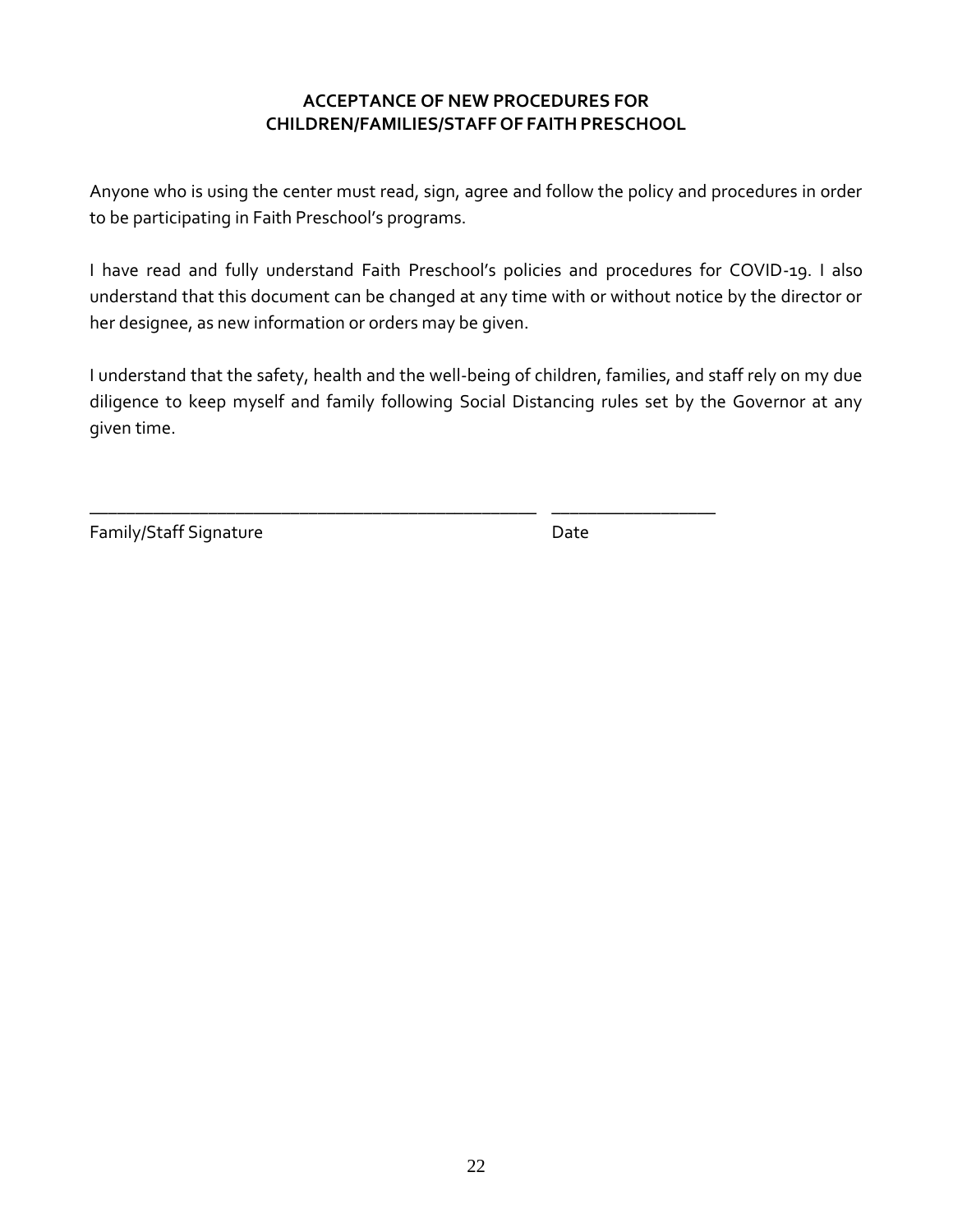**ACCEPTANCE OF NEW PROCEDURES FOR CHILDREN/FAMILIES/STAFF OF FAITH PRESCHOOL**

Anyone who is using the center must read, sign, agree and follow the policy and procedures in order to be participating in Faith Preschool's programs.

I have read and fully understand Faith Preschool's policies and procedures for COVID-19. I also understand that this document can be changed at any time with or without notice by the director or her designee, as new information or orders may be given.

I understand that the safety, health and the well-being of children, families, and staff rely on my due diligence to keep myself and family following Social Distancing rules set by the Governor at any given time.

_________________________________________________ _________________

Family/Staff Signature                                                                    Date